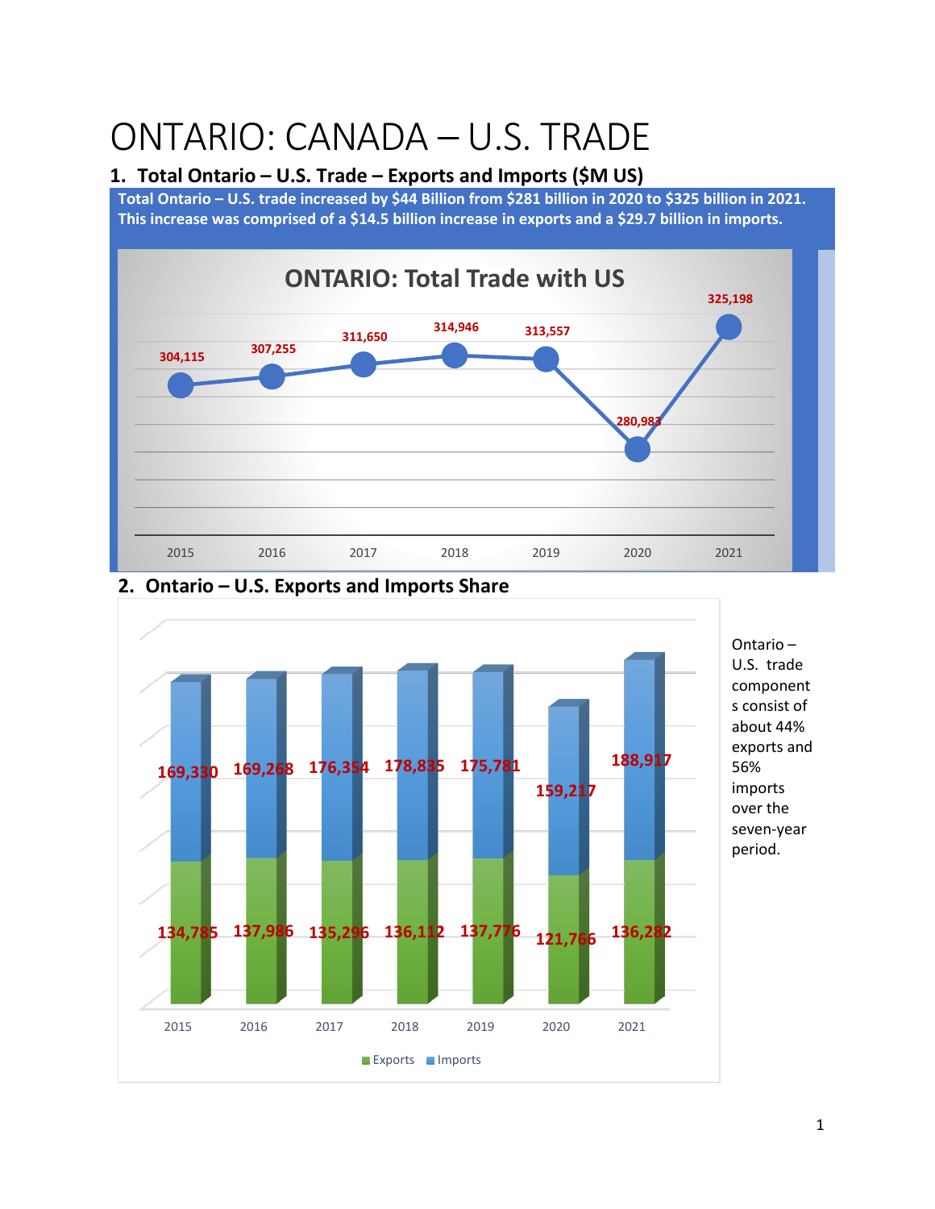# ONTARIO: CANADA – U.S. TRADE

## 1. Total Ontario – U.S. Trade – Exports and Imports ($M US)

**Total Ontario – U.S. trade increased by $44 Billion from $281 billion in 2020 to $325 billion in 2021. This increase was comprised of a $14.5 billion increase in exports and a $29.7 billion in imports.**

**ONTARIO: Total Trade with US**

| Year | Total Trade |
|---|---|
| 2015 | 304,115 |
| 2016 | 307,255 |
| 2017 | 311,650 |
| 2018 | 314,946 |
| 2019 | 313,557 |
| 2020 | 280,983 |
| 2021 | 325,198 |

## 2. Ontario – U.S. Exports and Imports Share

| Year | Exports | Imports |
|---|---|---|
| 2015 | 134,785 | 169,330 |
| 2016 | 137,986 | 169,268 |
| 2017 | 135,296 | 176,354 |
| 2018 | 136,112 | 178,835 |
| 2019 | 137,776 | 175,781 |
| 2020 | 121,766 | 159,217 |
| 2021 | 136,282 | 188,917 |

Ontario – U.S. trade components consist of about 44% exports and 56% imports over the seven-year period.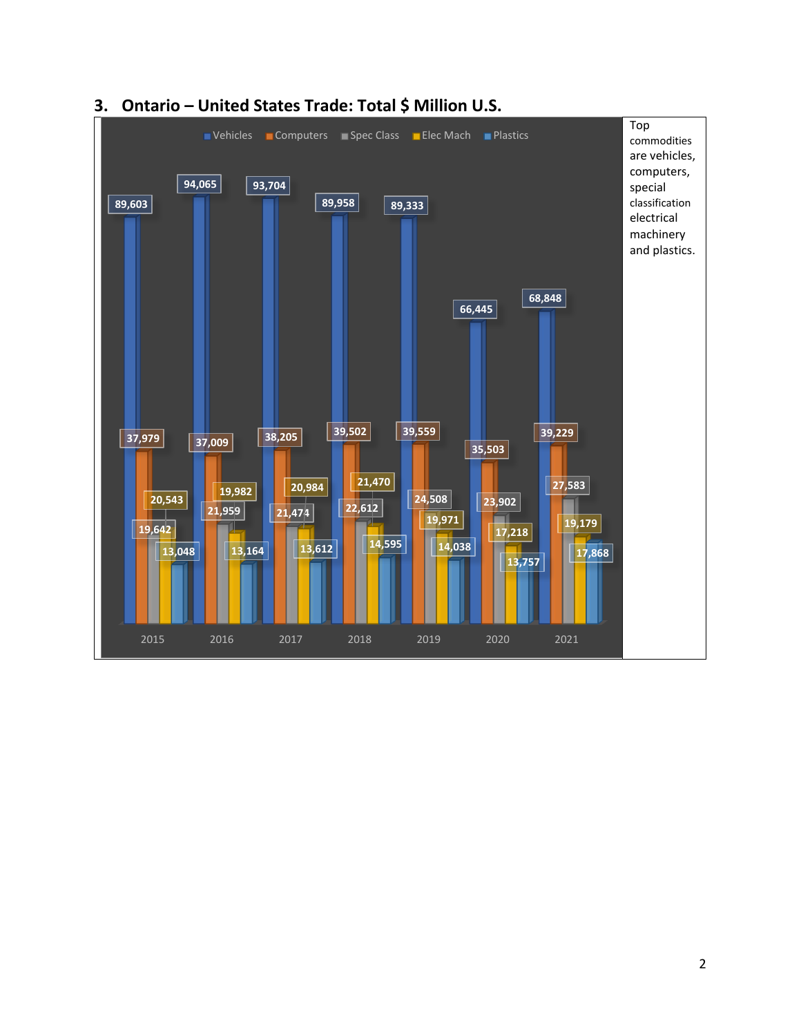## 3. Ontario – United States Trade: Total $ Million U.S.

| Year | Vehicles | Computers | Spec Class | Elec Mach | Plastics |
|---|---|---|---|---|---|
| 2015 | 89,603 | 37,979 | 19,642 | 20,543 | 13,048 |
| 2016 | 94,065 | 37,009 | 21,959 | 19,982 | 13,164 |
| 2017 | 93,704 | 38,205 | 21,474 | 20,984 | 13,612 |
| 2018 | 89,958 | 39,502 | 22,612 | 21,470 | 14,595 |
| 2019 | 89,333 | 39,559 | 24,508 | 19,971 | 14,038 |
| 2020 | 66,445 | 35,503 | 23,902 | 17,218 | 13,757 |
| 2021 | 68,848 | 39,229 | 27,583 | 19,179 | 17,868 |

Top commodities are vehicles, computers, special classification electrical machinery and plastics.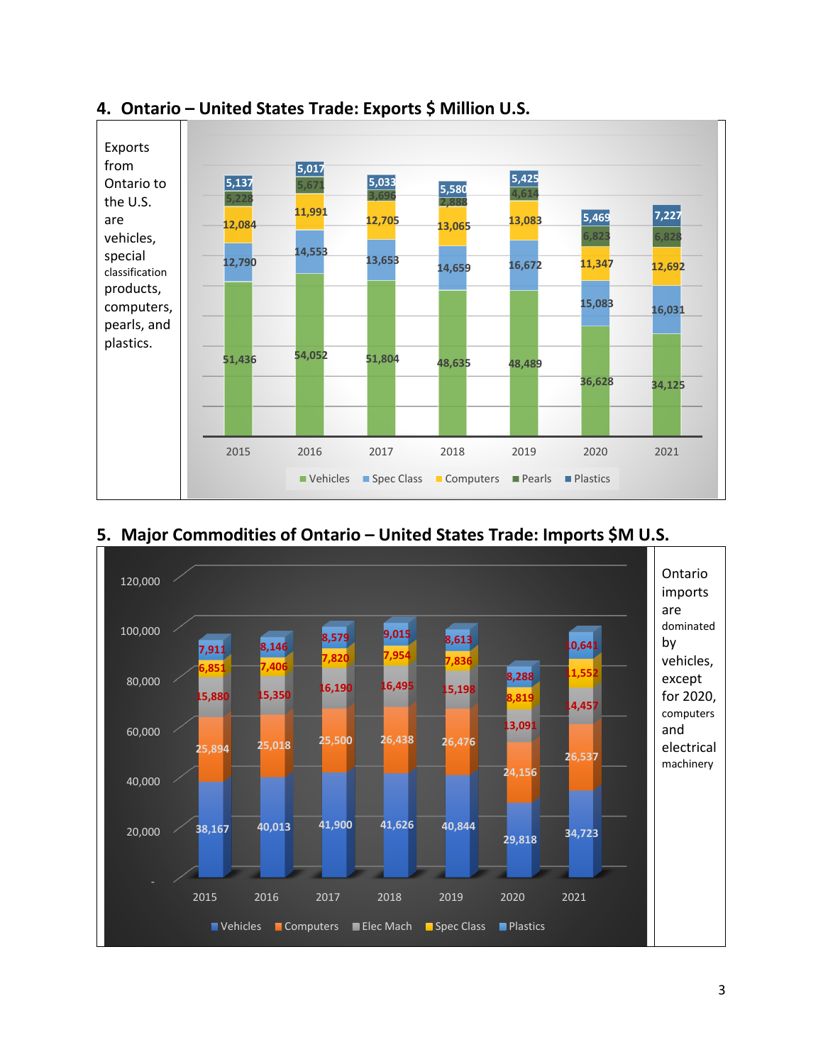## 4. Ontario – United States Trade: Exports $ Million U.S.

Exports from Ontario to the U.S. are vehicles, special classification products, computers, pearls, and plastics.

| Year | Vehicles | Spec Class | Computers | Pearls | Plastics |
|---|---|---|---|---|---|
| 2015 | 51,436 | 12,790 | 12,084 | 5,228 | 5,137 |
| 2016 | 54,052 | 14,553 | 11,991 | 5,671 | 5,017 |
| 2017 | 51,804 | 13,653 | 12,705 | 3,696 | 5,033 |
| 2018 | 48,635 | 14,659 | 13,065 | 2,888 | 5,580 |
| 2019 | 48,489 | 16,672 | 13,083 | 4,614 | 5,425 |
| 2020 | 36,628 | 15,083 | 11,347 | 6,823 | 5,469 |
| 2021 | 34,125 | 16,031 | 12,692 | 6,828 | 7,227 |

## 5. Major Commodities of Ontario – United States Trade: Imports $M U.S.

Ontario imports are dominated by vehicles, except for 2020, computers and electrical machinery

| Year | Vehicles | Computers | Elec Mach | Spec Class | Plastics |
|---|---|---|---|---|---|
| 2015 | 38,167 | 25,894 | 15,880 | 6,851 | 7,911 |
| 2016 | 40,013 | 25,018 | 15,350 | 7,406 | 8,146 |
| 2017 | 41,900 | 25,500 | 16,190 | 7,820 | 8,579 |
| 2018 | 41,626 | 26,438 | 16,495 | 7,954 | 9,015 |
| 2019 | 40,844 | 26,476 | 15,198 | 7,836 | 8,613 |
| 2020 | 29,818 | 24,156 | 13,091 | 8,819 | 8,288 |
| 2021 | 34,723 | 26,537 | 14,457 | 11,552 | 10,641 |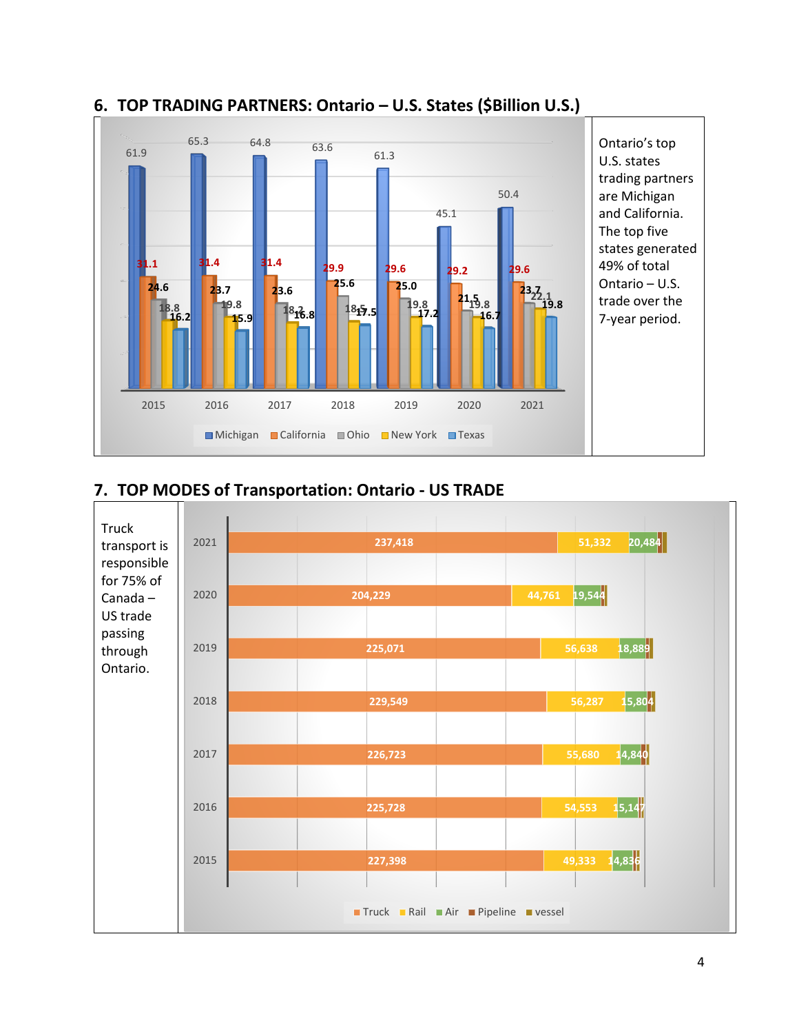## 6. TOP TRADING PARTNERS: Ontario – U.S. States ($Billion U.S.)

| | 2015 | 2016 | 2017 | 2018 | 2019 | 2020 | 2021 |
|---|---|---|---|---|---|---|---|
| Michigan | 61.9 | 65.3 | 64.8 | 63.6 | 61.3 | 45.1 | 50.4 |
| California | 31.1 | 31.4 | 31.4 | 29.9 | 29.6 | 29.2 | 29.6 |
| Ohio | 24.6 | 23.7 | 23.6 | 25.6 | 25.0 | 21.5 | 23.7 |
| New York | 18.8 | 19.8 | 18.2 | 18.5 | 19.8 | 19.8 | 22.1 |
| Texas | 16.2 | 15.9 | 16.8 | 17.5 | 17.2 | 16.7 | 19.8 |

Ontario's top U.S. states trading partners are Michigan and California. The top five states generated 49% of total Ontario – U.S. trade over the 7-year period.

## 7. TOP MODES of Transportation: Ontario - US TRADE

Truck transport is responsible for 75% of Canada – US trade passing through Ontario.

| | Truck | Rail | Air | Pipeline | vessel |
|---|---|---|---|---|---|
| 2021 | 237,418 | 51,332 | 20,484 | | |
| 2020 | 204,229 | 44,761 | 19,544 | | |
| 2019 | 225,071 | 56,638 | 18,889 | | |
| 2018 | 229,549 | 56,287 | 15,804 | | |
| 2017 | 226,723 | 55,680 | 14,840 | | |
| 2016 | 225,728 | 54,553 | 15,147 | | |
| 2015 | 227,398 | 49,333 | 14,836 | | |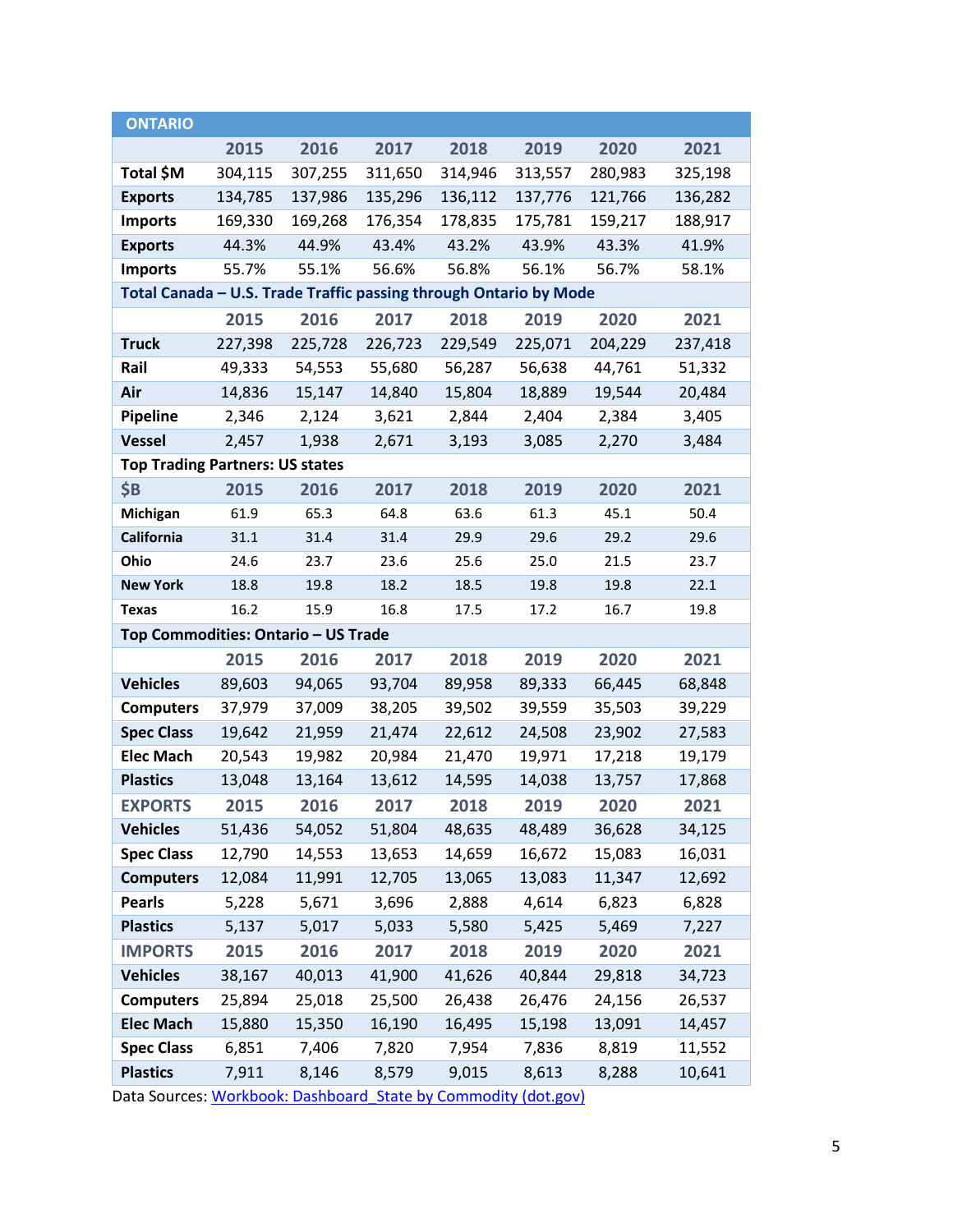| ONTARIO | | | | | | | |
|---|---|---|---|---|---|---|---|
| | 2015 | 2016 | 2017 | 2018 | 2019 | 2020 | 2021 |
| **Total $M** | 304,115 | 307,255 | 311,650 | 314,946 | 313,557 | 280,983 | 325,198 |
| **Exports** | 134,785 | 137,986 | 135,296 | 136,112 | 137,776 | 121,766 | 136,282 |
| **Imports** | 169,330 | 169,268 | 176,354 | 178,835 | 175,781 | 159,217 | 188,917 |
| **Exports** | 44.3% | 44.9% | 43.4% | 43.2% | 43.9% | 43.3% | 41.9% |
| **Imports** | 55.7% | 55.1% | 56.6% | 56.8% | 56.1% | 56.7% | 58.1% |
| **Total Canada – U.S. Trade Traffic passing through Ontario by Mode** | | | | | | | |
| | 2015 | 2016 | 2017 | 2018 | 2019 | 2020 | 2021 |
| **Truck** | 227,398 | 225,728 | 226,723 | 229,549 | 225,071 | 204,229 | 237,418 |
| **Rail** | 49,333 | 54,553 | 55,680 | 56,287 | 56,638 | 44,761 | 51,332 |
| **Air** | 14,836 | 15,147 | 14,840 | 15,804 | 18,889 | 19,544 | 20,484 |
| **Pipeline** | 2,346 | 2,124 | 3,621 | 2,844 | 2,404 | 2,384 | 3,405 |
| **Vessel** | 2,457 | 1,938 | 2,671 | 3,193 | 3,085 | 2,270 | 3,484 |
| **Top Trading Partners: US states** | | | | | | | |
| **$B** | 2015 | 2016 | 2017 | 2018 | 2019 | 2020 | 2021 |
| **Michigan** | 61.9 | 65.3 | 64.8 | 63.6 | 61.3 | 45.1 | 50.4 |
| **California** | 31.1 | 31.4 | 31.4 | 29.9 | 29.6 | 29.2 | 29.6 |
| **Ohio** | 24.6 | 23.7 | 23.6 | 25.6 | 25.0 | 21.5 | 23.7 |
| **New York** | 18.8 | 19.8 | 18.2 | 18.5 | 19.8 | 19.8 | 22.1 |
| **Texas** | 16.2 | 15.9 | 16.8 | 17.5 | 17.2 | 16.7 | 19.8 |
| **Top Commodities: Ontario – US Trade** | | | | | | | |
| | 2015 | 2016 | 2017 | 2018 | 2019 | 2020 | 2021 |
| **Vehicles** | 89,603 | 94,065 | 93,704 | 89,958 | 89,333 | 66,445 | 68,848 |
| **Computers** | 37,979 | 37,009 | 38,205 | 39,502 | 39,559 | 35,503 | 39,229 |
| **Spec Class** | 19,642 | 21,959 | 21,474 | 22,612 | 24,508 | 23,902 | 27,583 |
| **Elec Mach** | 20,543 | 19,982 | 20,984 | 21,470 | 19,971 | 17,218 | 19,179 |
| **Plastics** | 13,048 | 13,164 | 13,612 | 14,595 | 14,038 | 13,757 | 17,868 |
| **EXPORTS** | 2015 | 2016 | 2017 | 2018 | 2019 | 2020 | 2021 |
| **Vehicles** | 51,436 | 54,052 | 51,804 | 48,635 | 48,489 | 36,628 | 34,125 |
| **Spec Class** | 12,790 | 14,553 | 13,653 | 14,659 | 16,672 | 15,083 | 16,031 |
| **Computers** | 12,084 | 11,991 | 12,705 | 13,065 | 13,083 | 11,347 | 12,692 |
| **Pearls** | 5,228 | 5,671 | 3,696 | 2,888 | 4,614 | 6,823 | 6,828 |
| **Plastics** | 5,137 | 5,017 | 5,033 | 5,580 | 5,425 | 5,469 | 7,227 |
| **IMPORTS** | 2015 | 2016 | 2017 | 2018 | 2019 | 2020 | 2021 |
| **Vehicles** | 38,167 | 40,013 | 41,900 | 41,626 | 40,844 | 29,818 | 34,723 |
| **Computers** | 25,894 | 25,018 | 25,500 | 26,438 | 26,476 | 24,156 | 26,537 |
| **Elec Mach** | 15,880 | 15,350 | 16,190 | 16,495 | 15,198 | 13,091 | 14,457 |
| **Spec Class** | 6,851 | 7,406 | 7,820 | 7,954 | 7,836 | 8,819 | 11,552 |
| **Plastics** | 7,911 | 8,146 | 8,579 | 9,015 | 8,613 | 8,288 | 10,641 |

Data Sources: [Workbook: Dashboard_State by Commodity (dot.gov)]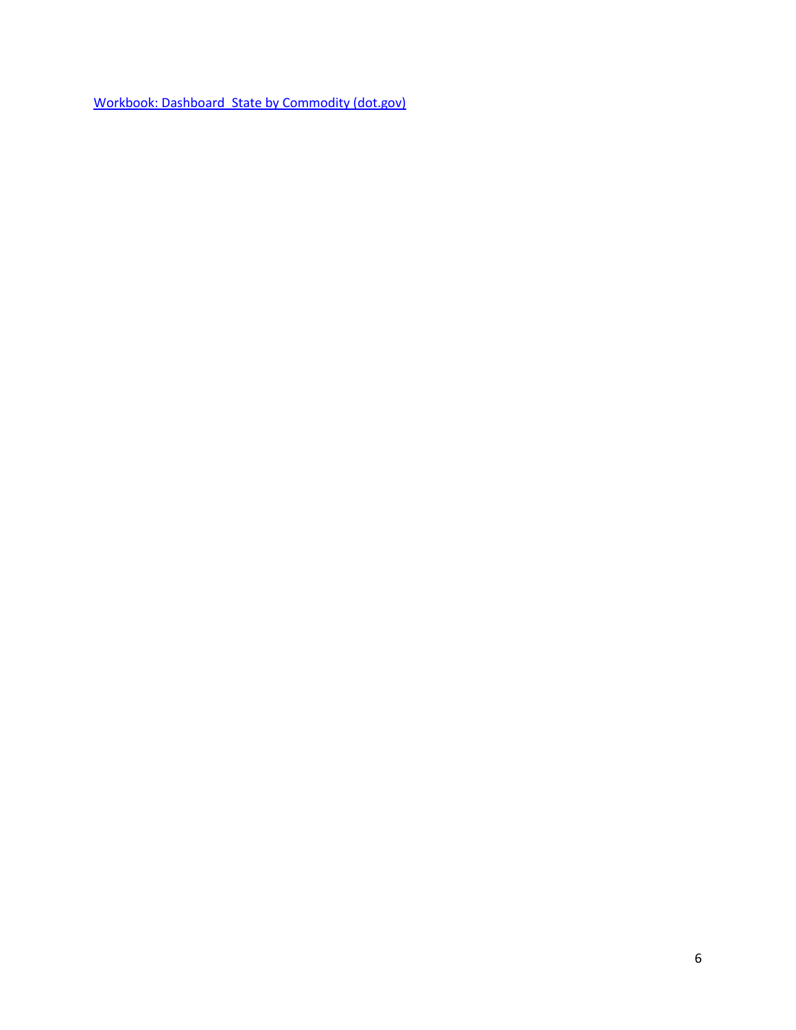[Workbook: Dashboard  State by Commodity (dot.gov)]